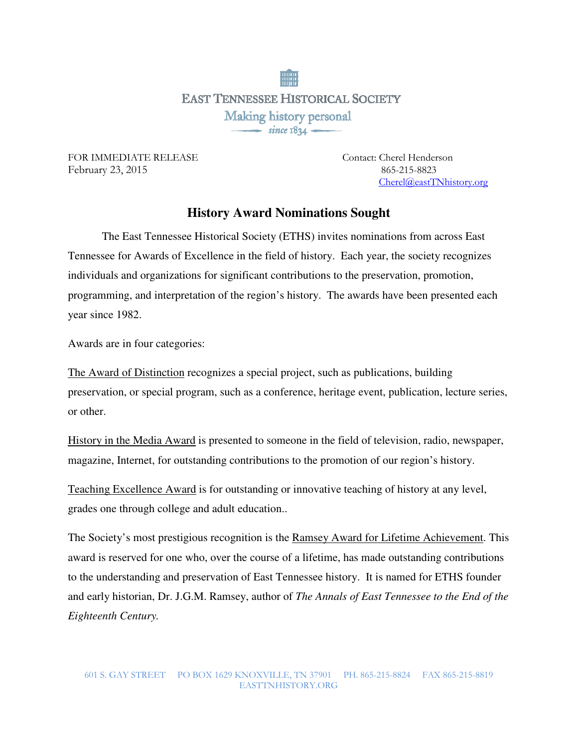EAST TENNESSEE HISTORICAL SOCIETY

Making history personal

since 1834

FOR IMMEDIATE RELEASE
February 23, 2015

Contact: Cherel Henderson
865-215-8823
Cherel@eastTNhistory.org

# History Award Nominations Sought

The East Tennessee Historical Society (ETHS) invites nominations from across East Tennessee for Awards of Excellence in the field of history. Each year, the society recognizes individuals and organizations for significant contributions to the preservation, promotion, programming, and interpretation of the region's history. The awards have been presented each year since 1982.

Awards are in four categories:

The Award of Distinction recognizes a special project, such as publications, building preservation, or special program, such as a conference, heritage event, publication, lecture series, or other.

History in the Media Award is presented to someone in the field of television, radio, newspaper, magazine, Internet, for outstanding contributions to the promotion of our region's history.

Teaching Excellence Award is for outstanding or innovative teaching of history at any level, grades one through college and adult education..

The Society's most prestigious recognition is the Ramsey Award for Lifetime Achievement. This award is reserved for one who, over the course of a lifetime, has made outstanding contributions to the understanding and preservation of East Tennessee history. It is named for ETHS founder and early historian, Dr. J.G.M. Ramsey, author of *The Annals of East Tennessee to the End of the Eighteenth Century.*

601 S. GAY STREET PO BOX 1629 KNOXVILLE, TN 37901 PH. 865-215-8824 FAX 865-215-8819 EASTTNHISTORY.ORG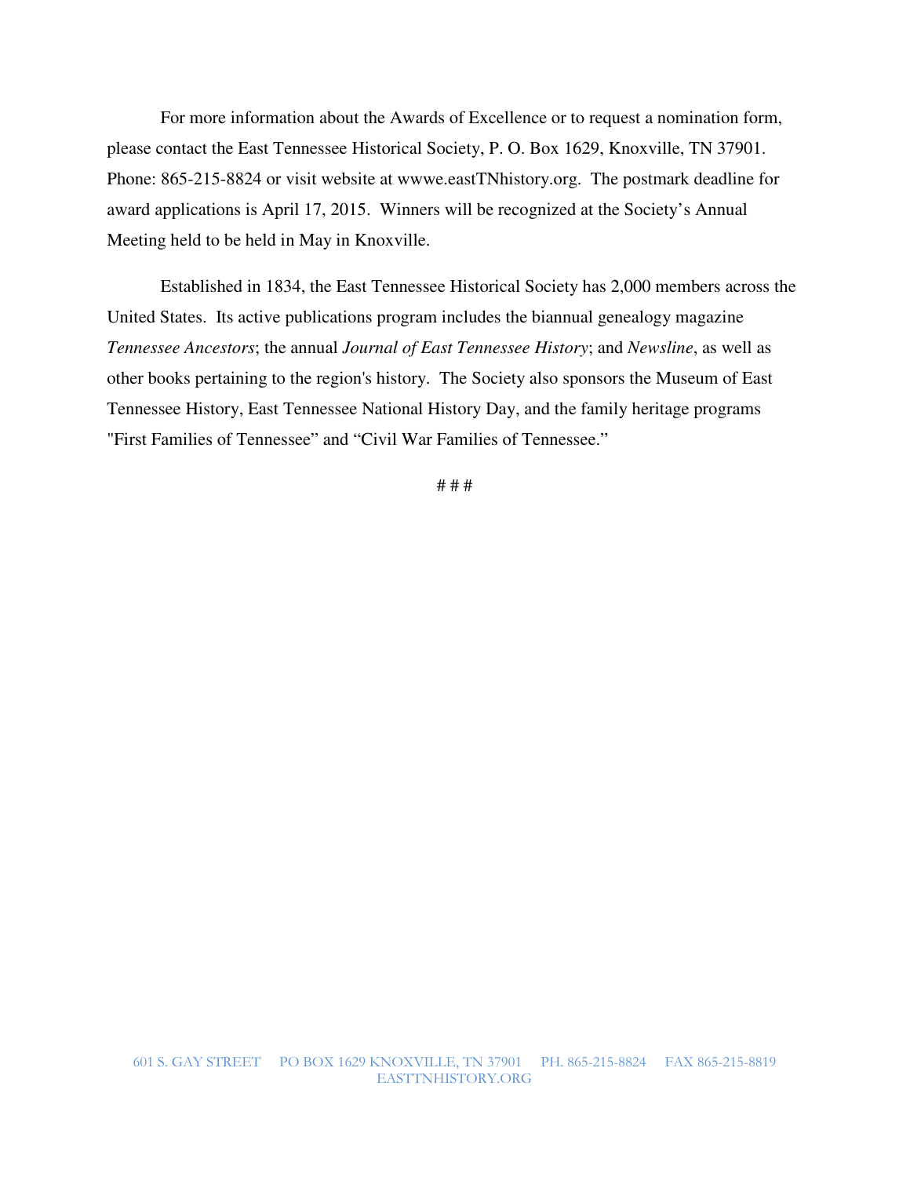For more information about the Awards of Excellence or to request a nomination form, please contact the East Tennessee Historical Society, P. O. Box 1629, Knoxville, TN 37901. Phone: 865-215-8824 or visit website at wwwe.eastTNhistory.org. The postmark deadline for award applications is April 17, 2015. Winners will be recognized at the Society's Annual Meeting held to be held in May in Knoxville.

Established in 1834, the East Tennessee Historical Society has 2,000 members across the United States. Its active publications program includes the biannual genealogy magazine *Tennessee Ancestors*; the annual *Journal of East Tennessee History*; and *Newsline*, as well as other books pertaining to the region's history. The Society also sponsors the Museum of East Tennessee History, East Tennessee National History Day, and the family heritage programs "First Families of Tennessee" and "Civil War Families of Tennessee."

# # #

601 S. GAY STREET PO BOX 1629 KNOXVILLE, TN 37901 PH. 865-215-8824 FAX 865-215-8819
EASTTNHISTORY.ORG